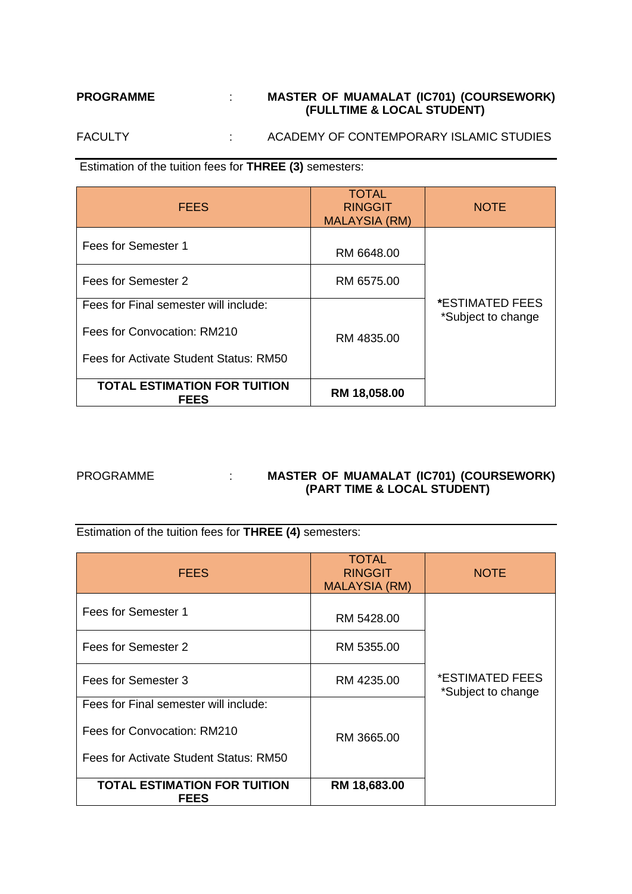**PROGRAMME** : **MASTER OF MUAMALAT (IC701) (COURSEWORK) (FULLTIME & LOCAL STUDENT)**

FACULTY : ACADEMY OF CONTEMPORARY ISLAMIC STUDIES

Estimation of the tuition fees for **THREE (3)** semesters:

| FEES | TOTAL RINGGIT MALAYSIA (RM) | NOTE |
|---|---|---|
| Fees for Semester 1 | RM 6648.00 | ***ESTIMATED FEES** *Subject to change |
| Fees for Semester 2 | RM 6575.00 | |
| Fees for Final semester will include:<br>Fees for Convocation: RM210<br>Fees for Activate Student Status: RM50 | RM 4835.00 | |
| **TOTAL ESTIMATION FOR TUITION FEES** | **RM 18,058.00** | |

PROGRAMME : **MASTER OF MUAMALAT (IC701) (COURSEWORK) (PART TIME & LOCAL STUDENT)**

Estimation of the tuition fees for **THREE (4)** semesters:

| FEES | TOTAL RINGGIT MALAYSIA (RM) | NOTE |
|---|---|---|
| Fees for Semester 1 | RM 5428.00 | *ESTIMATED FEES *Subject to change |
| Fees for Semester 2 | RM 5355.00 | |
| Fees for Semester 3 | RM 4235.00 | |
| Fees for Final semester will include:<br>Fees for Convocation: RM210<br>Fees for Activate Student Status: RM50 | RM 3665.00 | |
| **TOTAL ESTIMATION FOR TUITION FEES** | **RM 18,683.00** | |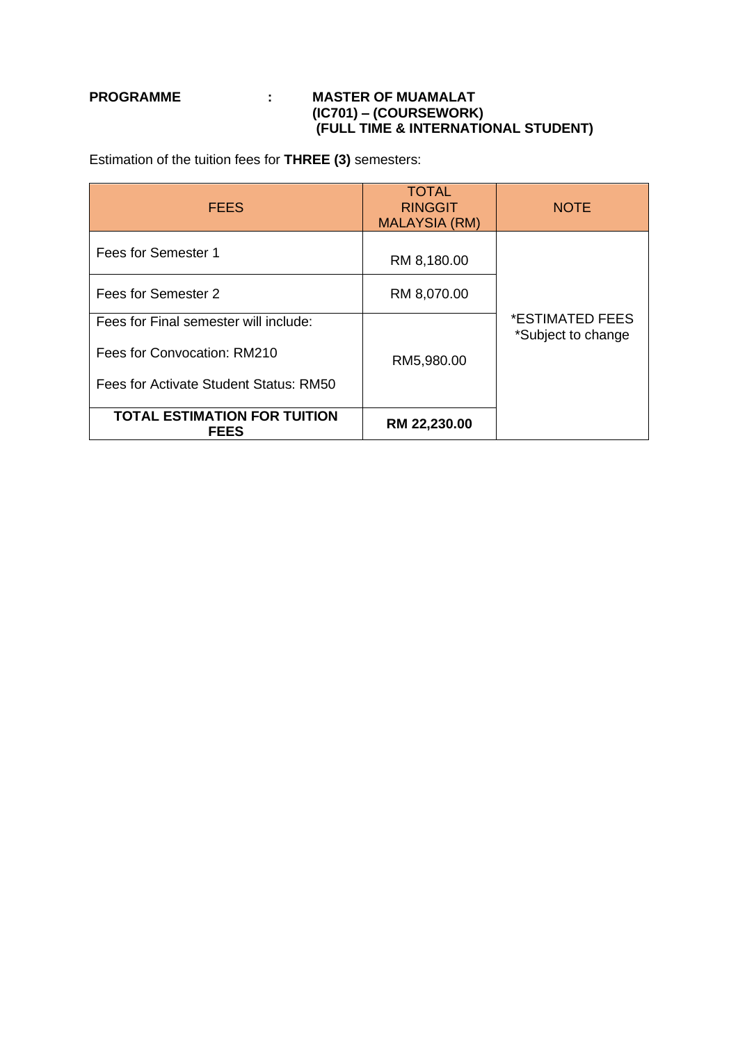**PROGRAMME : MASTER OF MUAMALAT (IC701) – (COURSEWORK) (FULL TIME & INTERNATIONAL STUDENT)**

Estimation of the tuition fees for **THREE (3)** semesters:

| FEES | TOTAL RINGGIT MALAYSIA (RM) | NOTE |
|---|---|---|
| Fees for Semester 1 | RM 8,180.00 | *ESTIMATED FEES *Subject to change |
| Fees for Semester 2 | RM 8,070.00 | |
| Fees for Final semester will include:<br>Fees for Convocation: RM210<br>Fees for Activate Student Status: RM50 | RM5,980.00 | |
| **TOTAL ESTIMATION FOR TUITION FEES** | **RM 22,230.00** | |